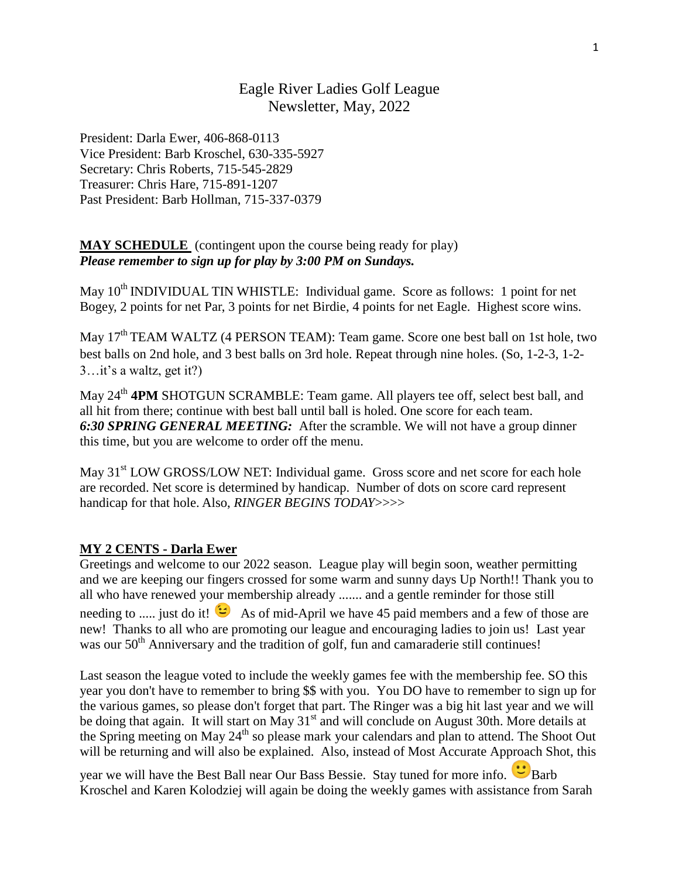# Eagle River Ladies Golf League
## Newsletter, May, 2022

President: Darla Ewer, 406-868-0113
Vice President: Barb Kroschel, 630-335-5927
Secretary: Chris Roberts, 715-545-2829
Treasurer: Chris Hare, 715-891-1207
Past President: Barb Hollman, 715-337-0379

**MAY SCHEDULE** (contingent upon the course being ready for play)
***Please remember to sign up for play by 3:00 PM on Sundays.***

May 10th INDIVIDUAL TIN WHISTLE: Individual game. Score as follows: 1 point for net Bogey, 2 points for net Par, 3 points for net Birdie, 4 points for net Eagle. Highest score wins.

May 17th TEAM WALTZ (4 PERSON TEAM): Team game. Score one best ball on 1st hole, two best balls on 2nd hole, and 3 best balls on 3rd hole. Repeat through nine holes. (So, 1-2-3, 1-2-3…it's a waltz, get it?)

May 24th **4PM** SHOTGUN SCRAMBLE: Team game. All players tee off, select best ball, and all hit from there; continue with best ball until ball is holed. One score for each team.
***6:30 SPRING GENERAL MEETING:*** After the scramble. We will not have a group dinner this time, but you are welcome to order off the menu.

May 31st LOW GROSS/LOW NET: Individual game. Gross score and net score for each hole are recorded. Net score is determined by handicap. Number of dots on score card represent handicap for that hole. Also, *RINGER BEGINS TODAY*>>>>

**MY 2 CENTS - Darla Ewer**

Greetings and welcome to our 2022 season. League play will begin soon, weather permitting and we are keeping our fingers crossed for some warm and sunny days Up North!! Thank you to all who have renewed your membership already ....... and a gentle reminder for those still needing to ..... just do it! 😉 As of mid-April we have 45 paid members and a few of those are new! Thanks to all who are promoting our league and encouraging ladies to join us! Last year was our 50th Anniversary and the tradition of golf, fun and camaraderie still continues!

Last season the league voted to include the weekly games fee with the membership fee. SO this year you don't have to remember to bring $$ with you. You DO have to remember to sign up for the various games, so please don't forget that part. The Ringer was a big hit last year and we will be doing that again. It will start on May 31st and will conclude on August 30th. More details at the Spring meeting on May 24th so please mark your calendars and plan to attend. The Shoot Out will be returning and will also be explained. Also, instead of Most Accurate Approach Shot, this year we will have the Best Ball near Our Bass Bessie. Stay tuned for more info. 🙂 Barb Kroschel and Karen Kolodziej will again be doing the weekly games with assistance from Sarah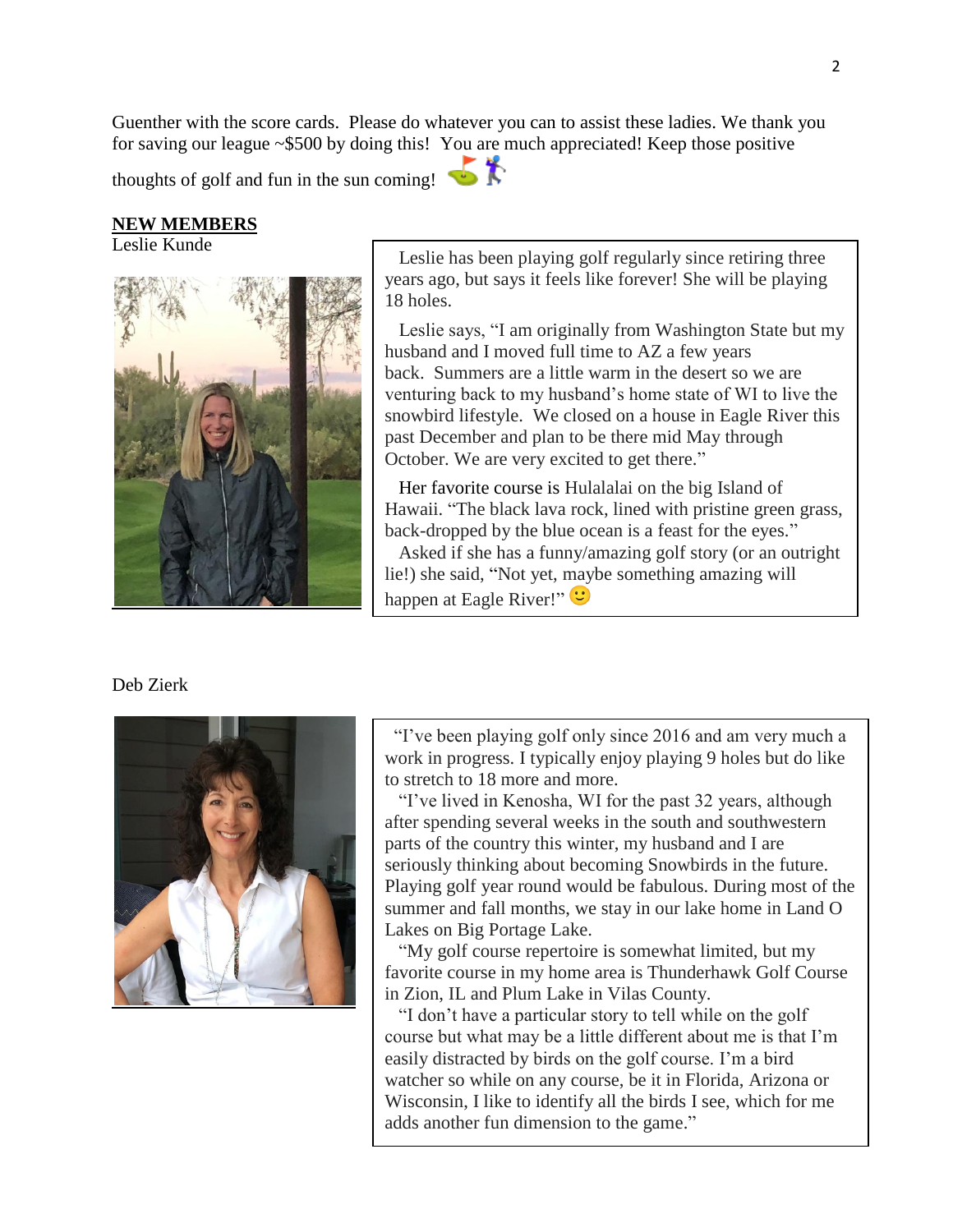Guenther with the score cards. Please do whatever you can to assist these ladies. We thank you for saving our league ~$500 by doing this! You are much appreciated! Keep those positive thoughts of golf and fun in the sun coming!

## NEW MEMBERS

Leslie Kunde

Leslie has been playing golf regularly since retiring three years ago, but says it feels like forever! She will be playing 18 holes.

Leslie says, "I am originally from Washington State but my husband and I moved full time to AZ a few years back. Summers are a little warm in the desert so we are venturing back to my husband's home state of WI to live the snowbird lifestyle. We closed on a house in Eagle River this past December and plan to be there mid May through October. We are very excited to get there."

Her favorite course is Hulalalai on the big Island of Hawaii. "The black lava rock, lined with pristine green grass, back-dropped by the blue ocean is a feast for the eyes."

Asked if she has a funny/amazing golf story (or an outright lie!) she said, "Not yet, maybe something amazing will happen at Eagle River!" 🙂

Deb Zierk

"I've been playing golf only since 2016 and am very much a work in progress. I typically enjoy playing 9 holes but do like to stretch to 18 more and more.

"I've lived in Kenosha, WI for the past 32 years, although after spending several weeks in the south and southwestern parts of the country this winter, my husband and I are seriously thinking about becoming Snowbirds in the future. Playing golf year round would be fabulous. During most of the summer and fall months, we stay in our lake home in Land O Lakes on Big Portage Lake.

"My golf course repertoire is somewhat limited, but my favorite course in my home area is Thunderhawk Golf Course in Zion, IL and Plum Lake in Vilas County.

"I don't have a particular story to tell while on the golf course but what may be a little different about me is that I'm easily distracted by birds on the golf course. I'm a bird watcher so while on any course, be it in Florida, Arizona or Wisconsin, I like to identify all the birds I see, which for me adds another fun dimension to the game."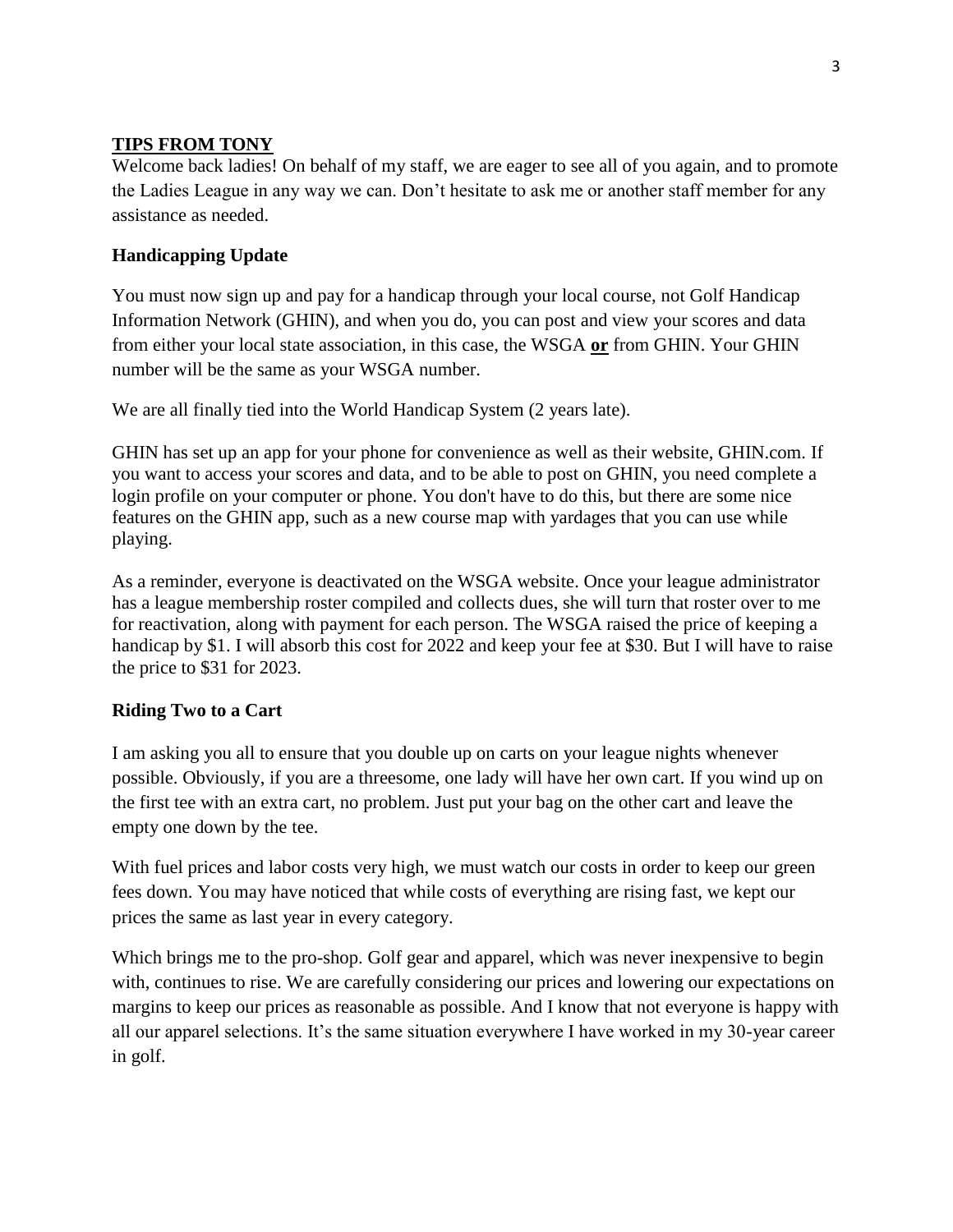## TIPS FROM TONY

Welcome back ladies! On behalf of my staff, we are eager to see all of you again, and to promote the Ladies League in any way we can. Don't hesitate to ask me or another staff member for any assistance as needed.

### Handicapping Update

You must now sign up and pay for a handicap through your local course, not Golf Handicap Information Network (GHIN), and when you do, you can post and view your scores and data from either your local state association, in this case, the WSGA **or** from GHIN. Your GHIN number will be the same as your WSGA number.

We are all finally tied into the World Handicap System (2 years late).

GHIN has set up an app for your phone for convenience as well as their website, GHIN.com. If you want to access your scores and data, and to be able to post on GHIN, you need complete a login profile on your computer or phone. You don't have to do this, but there are some nice features on the GHIN app, such as a new course map with yardages that you can use while playing.

As a reminder, everyone is deactivated on the WSGA website. Once your league administrator has a league membership roster compiled and collects dues, she will turn that roster over to me for reactivation, along with payment for each person. The WSGA raised the price of keeping a handicap by $1. I will absorb this cost for 2022 and keep your fee at $30. But I will have to raise the price to $31 for 2023.

### Riding Two to a Cart

I am asking you all to ensure that you double up on carts on your league nights whenever possible. Obviously, if you are a threesome, one lady will have her own cart. If you wind up on the first tee with an extra cart, no problem. Just put your bag on the other cart and leave the empty one down by the tee.

With fuel prices and labor costs very high, we must watch our costs in order to keep our green fees down. You may have noticed that while costs of everything are rising fast, we kept our prices the same as last year in every category.

Which brings me to the pro-shop. Golf gear and apparel, which was never inexpensive to begin with, continues to rise. We are carefully considering our prices and lowering our expectations on margins to keep our prices as reasonable as possible. And I know that not everyone is happy with all our apparel selections. It's the same situation everywhere I have worked in my 30-year career in golf.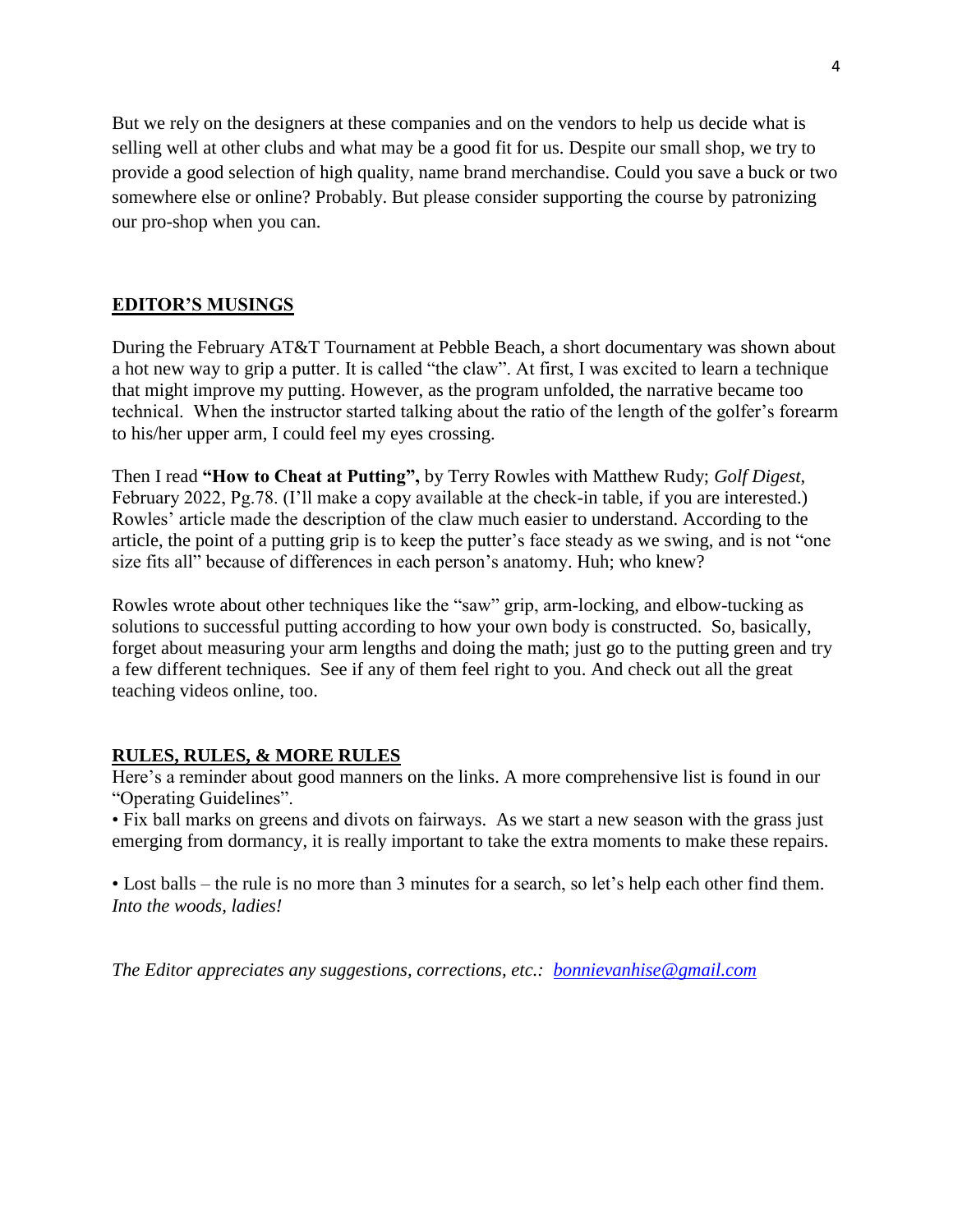But we rely on the designers at these companies and on the vendors to help us decide what is selling well at other clubs and what may be a good fit for us. Despite our small shop, we try to provide a good selection of high quality, name brand merchandise. Could you save a buck or two somewhere else or online? Probably. But please consider supporting the course by patronizing our pro-shop when you can.

## EDITOR'S MUSINGS

During the February AT&T Tournament at Pebble Beach, a short documentary was shown about a hot new way to grip a putter. It is called "the claw". At first, I was excited to learn a technique that might improve my putting. However, as the program unfolded, the narrative became too technical. When the instructor started talking about the ratio of the length of the golfer's forearm to his/her upper arm, I could feel my eyes crossing.

Then I read **"How to Cheat at Putting",** by Terry Rowles with Matthew Rudy; *Golf Digest*, February 2022, Pg.78. (I'll make a copy available at the check-in table, if you are interested.) Rowles' article made the description of the claw much easier to understand. According to the article, the point of a putting grip is to keep the putter's face steady as we swing, and is not "one size fits all" because of differences in each person's anatomy. Huh; who knew?

Rowles wrote about other techniques like the "saw" grip, arm-locking, and elbow-tucking as solutions to successful putting according to how your own body is constructed. So, basically, forget about measuring your arm lengths and doing the math; just go to the putting green and try a few different techniques. See if any of them feel right to you. And check out all the great teaching videos online, too.

## RULES, RULES, & MORE RULES

Here's a reminder about good manners on the links. A more comprehensive list is found in our "Operating Guidelines".

• Fix ball marks on greens and divots on fairways. As we start a new season with the grass just emerging from dormancy, it is really important to take the extra moments to make these repairs.

• Lost balls – the rule is no more than 3 minutes for a search, so let's help each other find them. *Into the woods, ladies!*

*The Editor appreciates any suggestions, corrections, etc.: [bonnievanhise@gmail.com](mailto:bonnievanhise@gmail.com)*